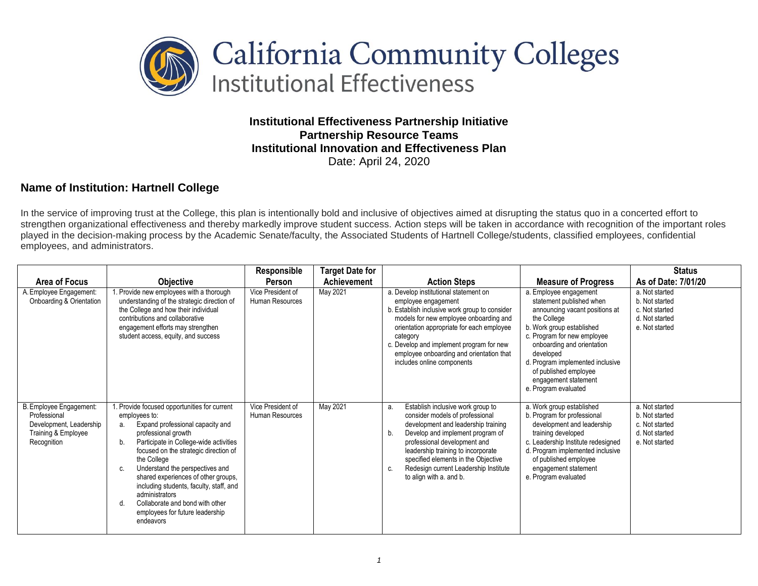# California Community Colleges
## Institutional Effectiveness

**Institutional Effectiveness Partnership Initiative**
**Partnership Resource Teams**
**Institutional Innovation and Effectiveness Plan**
Date: April 24, 2020

## Name of Institution: Hartnell College

In the service of improving trust at the College, this plan is intentionally bold and inclusive of objectives aimed at disrupting the status quo in a concerted effort to strengthen organizational effectiveness and thereby markedly improve student success. Action steps will be taken in accordance with recognition of the important roles played in the decision-making process by the Academic Senate/faculty, the Associated Students of Hartnell College/students, classified employees, confidential employees, and administrators.

| Area of Focus | Objective | Responsible Person | Target Date for Achievement | Action Steps | Measure of Progress | Status As of Date: 7/01/20 |
|---|---|---|---|---|---|---|
| A. Employee Engagement: Onboarding & Orientation | 1. Provide new employees with a thorough understanding of the strategic direction of the College and how their individual contributions and collaborative engagement efforts may strengthen student access, equity, and success | Vice President of Human Resources | May 2021 | a. Develop institutional statement on employee engagement<br>b. Establish inclusive work group to consider models for new employee onboarding and orientation appropriate for each employee category<br>c. Develop and implement program for new employee onboarding and orientation that includes online components | a. Employee engagement statement published when announcing vacant positions at the College<br>b. Work group established<br>c. Program for new employee onboarding and orientation developed<br>d. Program implemented inclusive of published employee engagement statement<br>e. Program evaluated | a. Not started<br>b. Not started<br>c. Not started<br>d. Not started<br>e. Not started |
| B. Employee Engagement: Professional Development, Leadership Training & Employee Recognition | 1. Provide focused opportunities for current employees to:<br>a. Expand professional capacity and professional growth<br>b. Participate in College-wide activities focused on the strategic direction of the College<br>c. Understand the perspectives and shared experiences of other groups, including students, faculty, staff, and administrators<br>d. Collaborate and bond with other employees for future leadership endeavors | Vice President of Human Resources | May 2021 | a. Establish inclusive work group to consider models of professional development and leadership training<br>b. Develop and implement program of professional development and leadership training to incorporate specified elements in the Objective<br>c. Redesign current Leadership Institute to align with a. and b. | a. Work group established<br>b. Program for professional development and leadership training developed<br>c. Leadership Institute redesigned<br>d. Program implemented inclusive of published employee engagement statement<br>e. Program evaluated | a. Not started<br>b. Not started<br>c. Not started<br>d. Not started<br>e. Not started |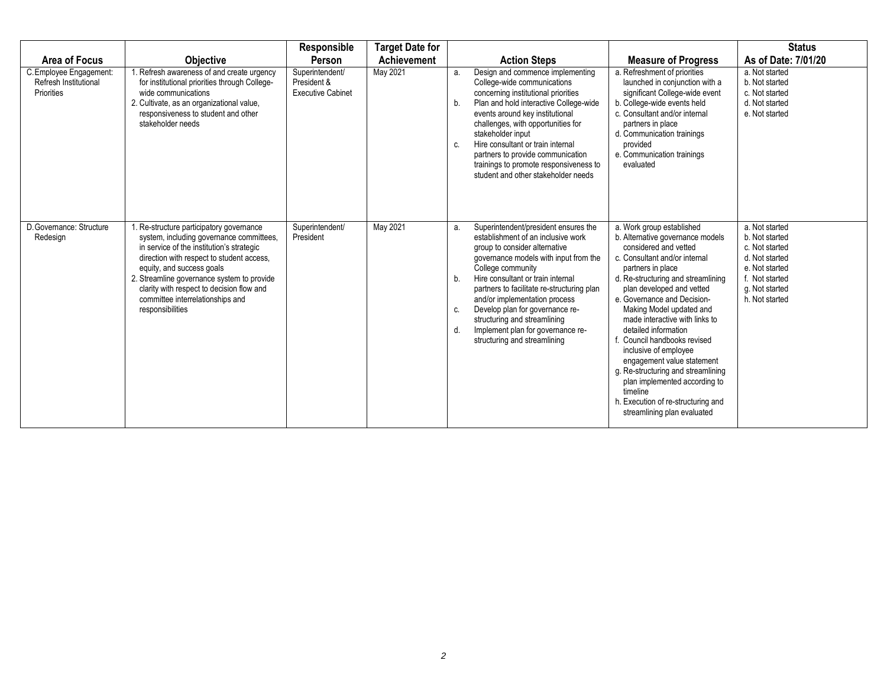| Area of Focus | Objective | Responsible Person | Target Date for Achievement | Action Steps | Measure of Progress | Status As of Date: 7/01/20 |
|---|---|---|---|---|---|---|
| C. Employee Engagement: Refresh Institutional Priorities | 1. Refresh awareness of and create urgency for institutional priorities through College-wide communications<br>2. Cultivate, as an organizational value, responsiveness to student and other stakeholder needs | Superintendent/ President & Executive Cabinet | May 2021 | a. Design and commence implementing College-wide communications concerning institutional priorities<br>b. Plan and hold interactive College-wide events around key institutional challenges, with opportunities for stakeholder input<br>c. Hire consultant or train internal partners to provide communication trainings to promote responsiveness to student and other stakeholder needs | a. Refreshment of priorities launched in conjunction with a significant College-wide event<br>b. College-wide events held<br>c. Consultant and/or internal partners in place<br>d. Communication trainings provided<br>e. Communication trainings evaluated | a. Not started<br>b. Not started<br>c. Not started<br>d. Not started<br>e. Not started |
| D. Governance: Structure Redesign | 1. Re-structure participatory governance system, including governance committees, in service of the institution's strategic direction with respect to student access, equity, and success goals<br>2. Streamline governance system to provide clarity with respect to decision flow and committee interrelationships and responsibilities | Superintendent/ President | May 2021 | a. Superintendent/president ensures the establishment of an inclusive work group to consider alternative governance models with input from the College community<br>b. Hire consultant or train internal partners to facilitate re-structuring plan and/or implementation process<br>c. Develop plan for governance re-structuring and streamlining<br>d. Implement plan for governance re-structuring and streamlining | a. Work group established<br>b. Alternative governance models considered and vetted<br>c. Consultant and/or internal partners in place<br>d. Re-structuring and streamlining plan developed and vetted<br>e. Governance and Decision-Making Model updated and made interactive with links to detailed information<br>f. Council handbooks revised inclusive of employee engagement value statement<br>g. Re-structuring and streamlining plan implemented according to timeline<br>h. Execution of re-structuring and streamlining plan evaluated | a. Not started<br>b. Not started<br>c. Not started<br>d. Not started<br>e. Not started<br>f. Not started<br>g. Not started<br>h. Not started |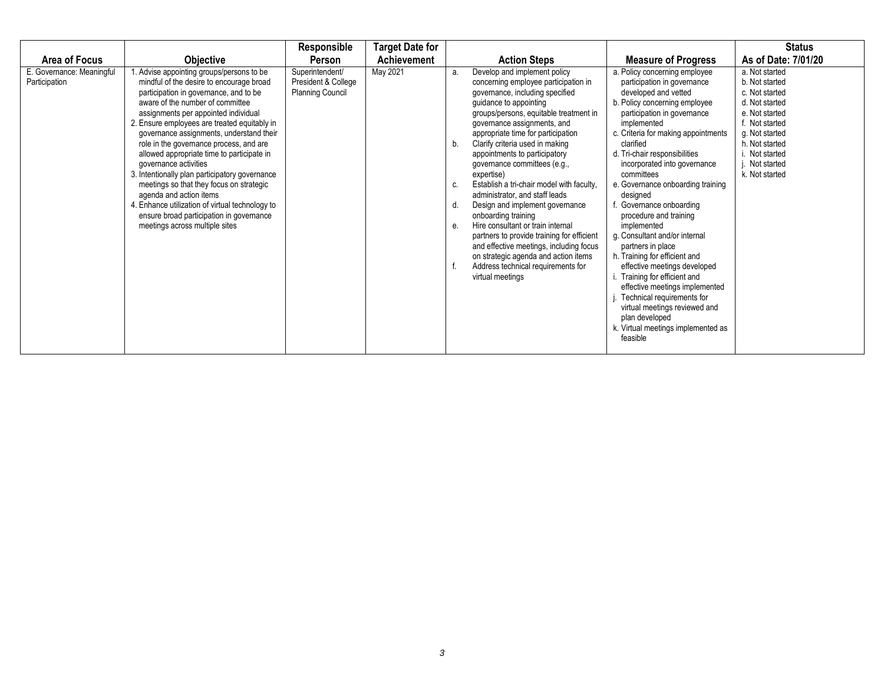| Area of Focus | Objective | Responsible Person | Target Date for Achievement | Action Steps | Measure of Progress | Status As of Date: 7/01/20 |
| --- | --- | --- | --- | --- | --- | --- |
| E. Governance: Meaningful Participation | 1. Advise appointing groups/persons to be mindful of the desire to encourage broad participation in governance, and to be aware of the number of committee assignments per appointed individual<br>2. Ensure employees are treated equitably in governance assignments, understand their role in the governance process, and are allowed appropriate time to participate in governance activities<br>3. Intentionally plan participatory governance meetings so that they focus on strategic agenda and action items<br>4. Enhance utilization of virtual technology to ensure broad participation in governance meetings across multiple sites | Superintendent/ President & College Planning Council | May 2021 | a. Develop and implement policy concerning employee participation in governance, including specified guidance to appointing groups/persons, equitable treatment in governance assignments, and appropriate time for participation<br>b. Clarify criteria used in making appointments to participatory governance committees (e.g., expertise)<br>c. Establish a tri-chair model with faculty, administrator, and staff leads<br>d. Design and implement governance onboarding training<br>e. Hire consultant or train internal partners to provide training for efficient and effective meetings, including focus on strategic agenda and action items<br>f. Address technical requirements for virtual meetings | a. Policy concerning employee participation in governance developed and vetted<br>b. Policy concerning employee participation in governance implemented<br>c. Criteria for making appointments clarified<br>d. Tri-chair responsibilities incorporated into governance committees<br>e. Governance onboarding training designed<br>f. Governance onboarding procedure and training implemented<br>g. Consultant and/or internal partners in place<br>h. Training for efficient and effective meetings developed<br>i. Training for efficient and effective meetings implemented<br>j. Technical requirements for virtual meetings reviewed and plan developed<br>k. Virtual meetings implemented as feasible | a. Not started<br>b. Not started<br>c. Not started<br>d. Not started<br>e. Not started<br>f. Not started<br>g. Not started<br>h. Not started<br>i. Not started<br>j. Not started<br>k. Not started |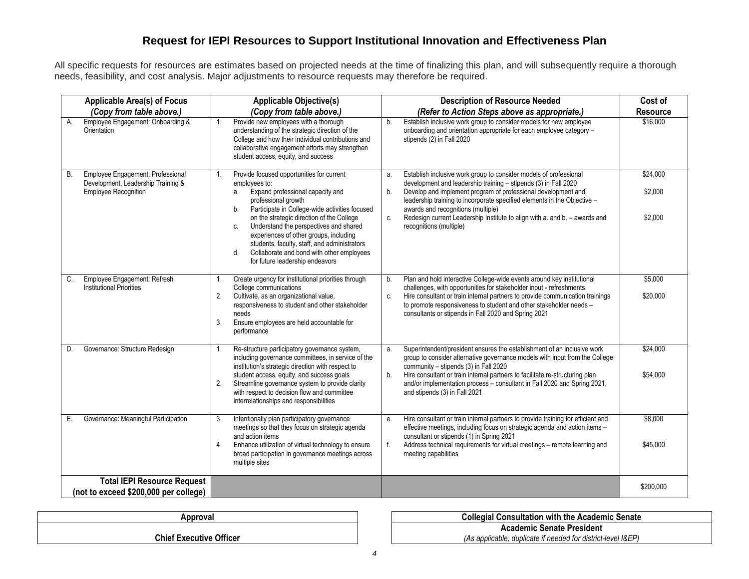# Request for IEPI Resources to Support Institutional Innovation and Effectiveness Plan

All specific requests for resources are estimates based on projected needs at the time of finalizing this plan, and will subsequently require a thorough needs, feasibility, and cost analysis. Major adjustments to resource requests may therefore be required.

| Applicable Area(s) of Focus *(Copy from table above.)* | Applicable Objective(s) *(Copy from table above.)* | Description of Resource Needed *(Refer to Action Steps above as appropriate.)* | Cost of Resource |
|---|---|---|---|
| A. Employee Engagement: Onboarding & Orientation | 1. Provide new employees with a thorough understanding of the strategic direction of the College and how their individual contributions and collaborative engagement efforts may strengthen student access, equity, and success | b. Establish inclusive work group to consider models for new employee onboarding and orientation appropriate for each employee category – stipends (2) in Fall 2020 | $16,000 |
| B. Employee Engagement: Professional Development, Leadership Training & Employee Recognition | 1. Provide focused opportunities for current employees to: a. Expand professional capacity and professional growth b. Participate in College-wide activities focused on the strategic direction of the College c. Understand the perspectives and shared experiences of other groups, including students, faculty, staff, and administrators d. Collaborate and bond with other employees for future leadership endeavors | a. Establish inclusive work group to consider models of professional development and leadership training – stipends (3) in Fall 2020<br>b. Develop and implement program of professional development and leadership training to incorporate specified elements in the Objective – awards and recognitions (multiple)<br>c. Redesign current Leadership Institute to align with a. and b. – awards and recognitions (multiple) | $24,000<br>$2,000<br>$2,000 |
| C. Employee Engagement: Refresh Institutional Priorities | 1. Create urgency for institutional priorities through College communications<br>2. Cultivate, as an organizational value, responsiveness to student and other stakeholder needs<br>3. Ensure employees are held accountable for performance | b. Plan and hold interactive College-wide events around key institutional challenges, with opportunities for stakeholder input - refreshments<br>c. Hire consultant or train internal partners to provide communication trainings to promote responsiveness to student and other stakeholder needs – consultants or stipends in Fall 2020 and Spring 2021 | $5,000<br>$20,000 |
| D. Governance: Structure Redesign | 1. Re-structure participatory governance system, including governance committees, in service of the institution's strategic direction with respect to student access, equity, and success goals<br>2. Streamline governance system to provide clarity with respect to decision flow and committee interrelationships and responsibilities | a. Superintendent/president ensures the establishment of an inclusive work group to consider alternative governance models with input from the College community – stipends (3) in Fall 2020<br>b. Hire consultant or train internal partners to facilitate re-structuring plan and/or implementation process – consultant in Fall 2020 and Spring 2021, and stipends (3) in Fall 2021 | $24,000<br>$54,000 |
| E. Governance: Meaningful Participation | 3. Intentionally plan participatory governance meetings so that they focus on strategic agenda and action items<br>4. Enhance utilization of virtual technology to ensure broad participation in governance meetings across multiple sites | e. Hire consultant or train internal partners to provide training for efficient and effective meetings, including focus on strategic agenda and action items – consultant or stipends (1) in Spring 2021<br>f. Address technical requirements for virtual meetings – remote learning and meeting capabilities | $8,000<br>$45,000 |
| **Total IEPI Resource Request (not to exceed $200,000 per college)** | | | $200,000 |

| Approval |
|---|
| **Chief Executive Officer** |

| Collegial Consultation with the Academic Senate |
|---|
| **Academic Senate President**<br>*(As applicable; duplicate if needed for district-level I&EP)* |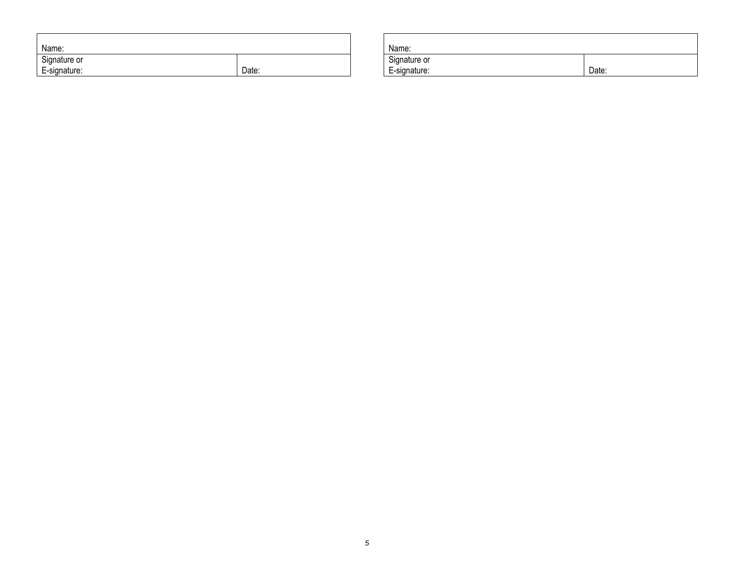| | |
|---|---|
| Name: | |
| Signature or E-signature: | Date: |

| | |
|---|---|
| Name: | |
| Signature or E-signature: | Date: |